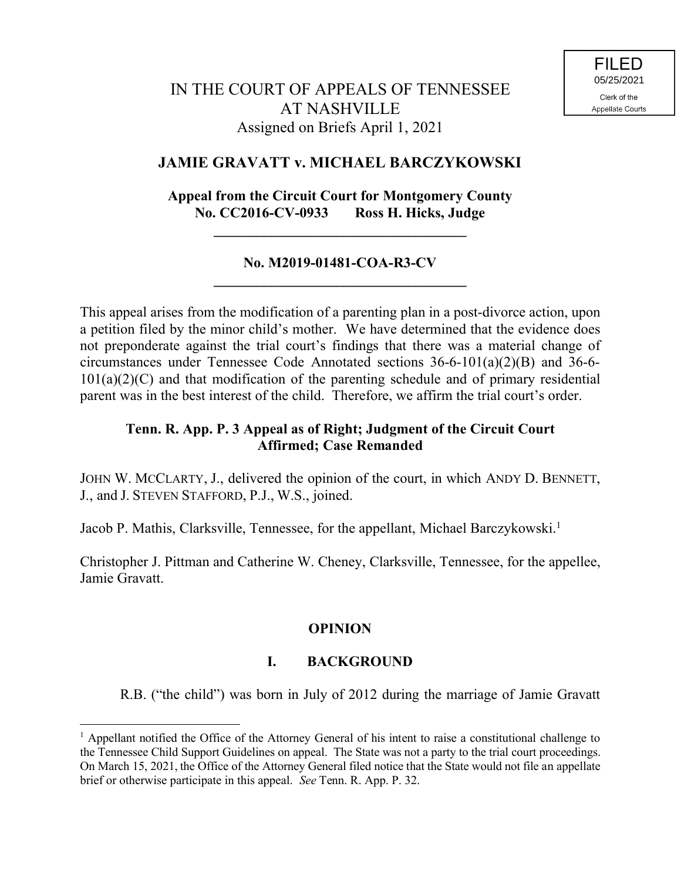FILED
05/25/2021
Clerk of the
Appellate Courts

# IN THE COURT OF APPEALS OF TENNESSEE AT NASHVILLE

Assigned on Briefs April 1, 2021

## JAMIE GRAVATT v. MICHAEL BARCZYKOWSKI

**Appeal from the Circuit Court for Montgomery County**
**No. CC2016-CV-0933 Ross H. Hicks, Judge**

---

**No. M2019-01481-COA-R3-CV**

---

This appeal arises from the modification of a parenting plan in a post-divorce action, upon a petition filed by the minor child's mother. We have determined that the evidence does not preponderate against the trial court's findings that there was a material change of circumstances under Tennessee Code Annotated sections 36-6-101(a)(2)(B) and 36-6-101(a)(2)(C) and that modification of the parenting schedule and of primary residential parent was in the best interest of the child. Therefore, we affirm the trial court's order.

**Tenn. R. App. P. 3 Appeal as of Right; Judgment of the Circuit Court Affirmed; Case Remanded**

JOHN W. MCCLARTY, J., delivered the opinion of the court, in which ANDY D. BENNETT, J., and J. STEVEN STAFFORD, P.J., W.S., joined.

Jacob P. Mathis, Clarksville, Tennessee, for the appellant, Michael Barczykowski.[1]

Christopher J. Pittman and Catherine W. Cheney, Clarksville, Tennessee, for the appellee, Jamie Gravatt.

## OPINION

### I. BACKGROUND

R.B. ("the child") was born in July of 2012 during the marriage of Jamie Gravatt

[1] Appellant notified the Office of the Attorney General of his intent to raise a constitutional challenge to the Tennessee Child Support Guidelines on appeal. The State was not a party to the trial court proceedings. On March 15, 2021, the Office of the Attorney General filed notice that the State would not file an appellate brief or otherwise participate in this appeal. *See* Tenn. R. App. P. 32.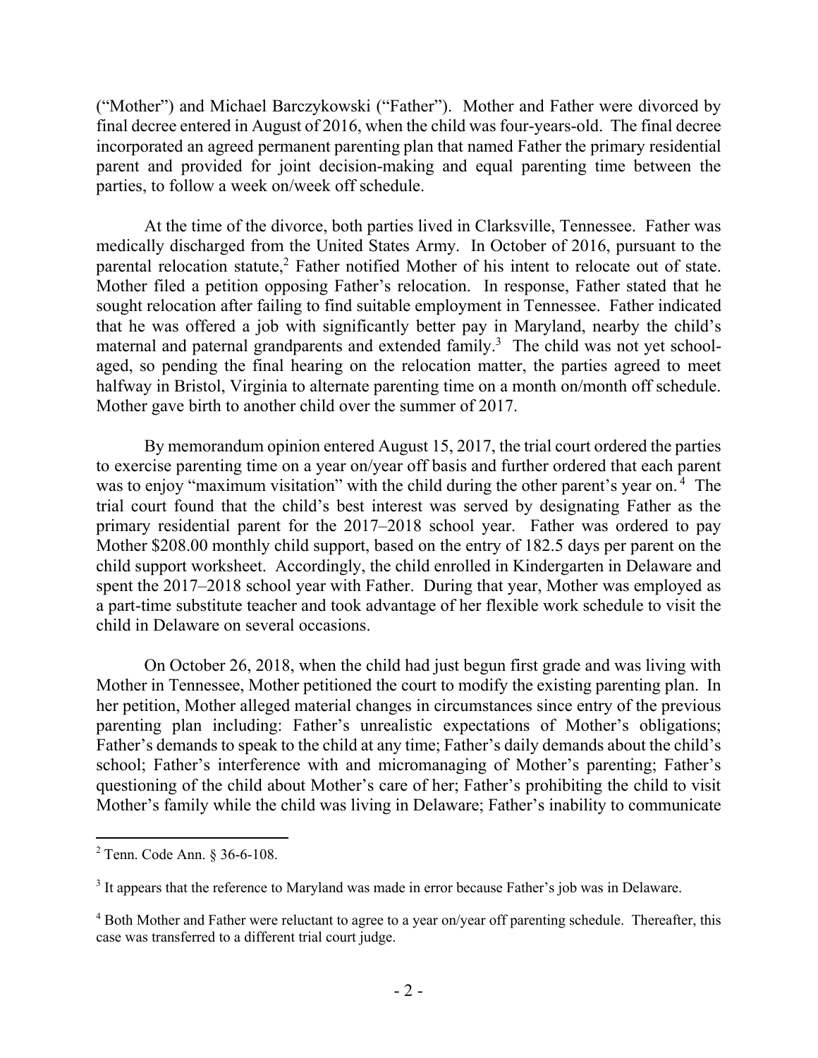("Mother") and Michael Barczykowski ("Father"). Mother and Father were divorced by final decree entered in August of 2016, when the child was four-years-old. The final decree incorporated an agreed permanent parenting plan that named Father the primary residential parent and provided for joint decision-making and equal parenting time between the parties, to follow a week on/week off schedule.

At the time of the divorce, both parties lived in Clarksville, Tennessee. Father was medically discharged from the United States Army. In October of 2016, pursuant to the parental relocation statute,[2] Father notified Mother of his intent to relocate out of state. Mother filed a petition opposing Father's relocation. In response, Father stated that he sought relocation after failing to find suitable employment in Tennessee. Father indicated that he was offered a job with significantly better pay in Maryland, nearby the child's maternal and paternal grandparents and extended family.[3] The child was not yet school-aged, so pending the final hearing on the relocation matter, the parties agreed to meet halfway in Bristol, Virginia to alternate parenting time on a month on/month off schedule. Mother gave birth to another child over the summer of 2017.

By memorandum opinion entered August 15, 2017, the trial court ordered the parties to exercise parenting time on a year on/year off basis and further ordered that each parent was to enjoy "maximum visitation" with the child during the other parent's year on.[4] The trial court found that the child's best interest was served by designating Father as the primary residential parent for the 2017–2018 school year. Father was ordered to pay Mother $208.00 monthly child support, based on the entry of 182.5 days per parent on the child support worksheet. Accordingly, the child enrolled in Kindergarten in Delaware and spent the 2017–2018 school year with Father. During that year, Mother was employed as a part-time substitute teacher and took advantage of her flexible work schedule to visit the child in Delaware on several occasions.

On October 26, 2018, when the child had just begun first grade and was living with Mother in Tennessee, Mother petitioned the court to modify the existing parenting plan. In her petition, Mother alleged material changes in circumstances since entry of the previous parenting plan including: Father's unrealistic expectations of Mother's obligations; Father's demands to speak to the child at any time; Father's daily demands about the child's school; Father's interference with and micromanaging of Mother's parenting; Father's questioning of the child about Mother's care of her; Father's prohibiting the child to visit Mother's family while the child was living in Delaware; Father's inability to communicate

---

[2] Tenn. Code Ann. § 36-6-108.

[3] It appears that the reference to Maryland was made in error because Father's job was in Delaware.

[4] Both Mother and Father were reluctant to agree to a year on/year off parenting schedule. Thereafter, this case was transferred to a different trial court judge.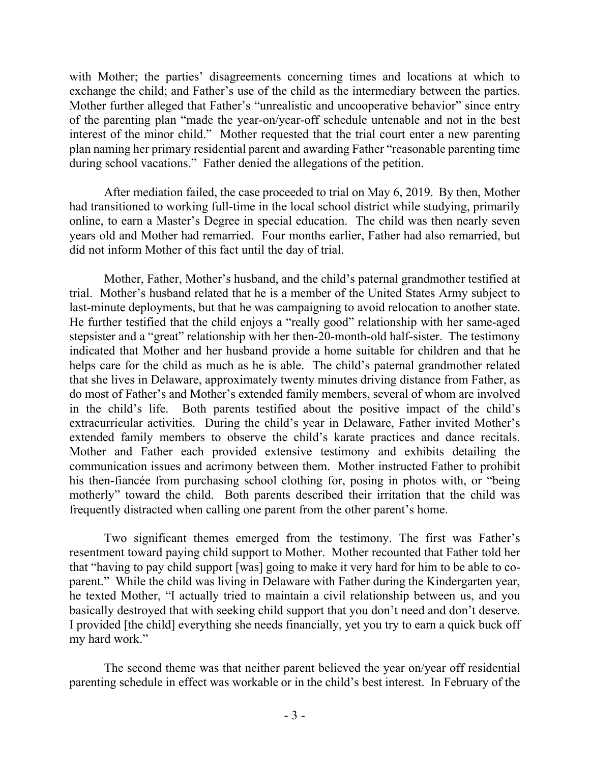with Mother; the parties' disagreements concerning times and locations at which to exchange the child; and Father's use of the child as the intermediary between the parties. Mother further alleged that Father's "unrealistic and uncooperative behavior" since entry of the parenting plan "made the year-on/year-off schedule untenable and not in the best interest of the minor child." Mother requested that the trial court enter a new parenting plan naming her primary residential parent and awarding Father "reasonable parenting time during school vacations." Father denied the allegations of the petition.

After mediation failed, the case proceeded to trial on May 6, 2019. By then, Mother had transitioned to working full-time in the local school district while studying, primarily online, to earn a Master's Degree in special education. The child was then nearly seven years old and Mother had remarried. Four months earlier, Father had also remarried, but did not inform Mother of this fact until the day of trial.

Mother, Father, Mother's husband, and the child's paternal grandmother testified at trial. Mother's husband related that he is a member of the United States Army subject to last-minute deployments, but that he was campaigning to avoid relocation to another state. He further testified that the child enjoys a "really good" relationship with her same-aged stepsister and a "great" relationship with her then-20-month-old half-sister. The testimony indicated that Mother and her husband provide a home suitable for children and that he helps care for the child as much as he is able. The child's paternal grandmother related that she lives in Delaware, approximately twenty minutes driving distance from Father, as do most of Father's and Mother's extended family members, several of whom are involved in the child's life. Both parents testified about the positive impact of the child's extracurricular activities. During the child's year in Delaware, Father invited Mother's extended family members to observe the child's karate practices and dance recitals. Mother and Father each provided extensive testimony and exhibits detailing the communication issues and acrimony between them. Mother instructed Father to prohibit his then-fiancée from purchasing school clothing for, posing in photos with, or "being motherly" toward the child. Both parents described their irritation that the child was frequently distracted when calling one parent from the other parent's home.

Two significant themes emerged from the testimony. The first was Father's resentment toward paying child support to Mother. Mother recounted that Father told her that "having to pay child support [was] going to make it very hard for him to be able to co-parent." While the child was living in Delaware with Father during the Kindergarten year, he texted Mother, "I actually tried to maintain a civil relationship between us, and you basically destroyed that with seeking child support that you don't need and don't deserve. I provided [the child] everything she needs financially, yet you try to earn a quick buck off my hard work."

The second theme was that neither parent believed the year on/year off residential parenting schedule in effect was workable or in the child's best interest. In February of the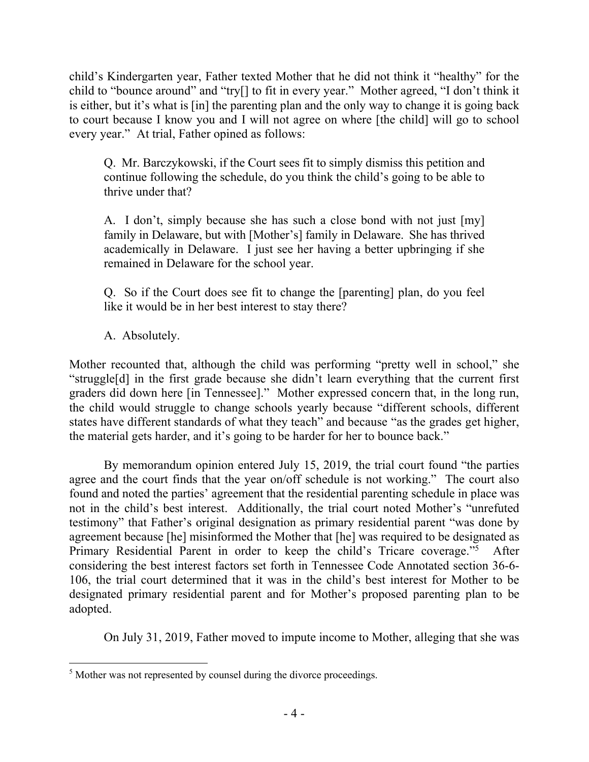child's Kindergarten year, Father texted Mother that he did not think it "healthy" for the child to "bounce around" and "try[] to fit in every year." Mother agreed, "I don't think it is either, but it's what is [in] the parenting plan and the only way to change it is going back to court because I know you and I will not agree on where [the child] will go to school every year." At trial, Father opined as follows:

> Q. Mr. Barczykowski, if the Court sees fit to simply dismiss this petition and continue following the schedule, do you think the child's going to be able to thrive under that?
>
> A. I don't, simply because she has such a close bond with not just [my] family in Delaware, but with [Mother's] family in Delaware. She has thrived academically in Delaware. I just see her having a better upbringing if she remained in Delaware for the school year.
>
> Q. So if the Court does see fit to change the [parenting] plan, do you feel like it would be in her best interest to stay there?
>
> A. Absolutely.

Mother recounted that, although the child was performing "pretty well in school," she "struggle[d] in the first grade because she didn't learn everything that the current first graders did down here [in Tennessee]." Mother expressed concern that, in the long run, the child would struggle to change schools yearly because "different schools, different states have different standards of what they teach" and because "as the grades get higher, the material gets harder, and it's going to be harder for her to bounce back."

By memorandum opinion entered July 15, 2019, the trial court found "the parties agree and the court finds that the year on/off schedule is not working." The court also found and noted the parties' agreement that the residential parenting schedule in place was not in the child's best interest. Additionally, the trial court noted Mother's "unrefuted testimony" that Father's original designation as primary residential parent "was done by agreement because [he] misinformed the Mother that [he] was required to be designated as Primary Residential Parent in order to keep the child's Tricare coverage."[5] After considering the best interest factors set forth in Tennessee Code Annotated section 36-6-106, the trial court determined that it was in the child's best interest for Mother to be designated primary residential parent and for Mother's proposed parenting plan to be adopted.

On July 31, 2019, Father moved to impute income to Mother, alleging that she was

---

[5] Mother was not represented by counsel during the divorce proceedings.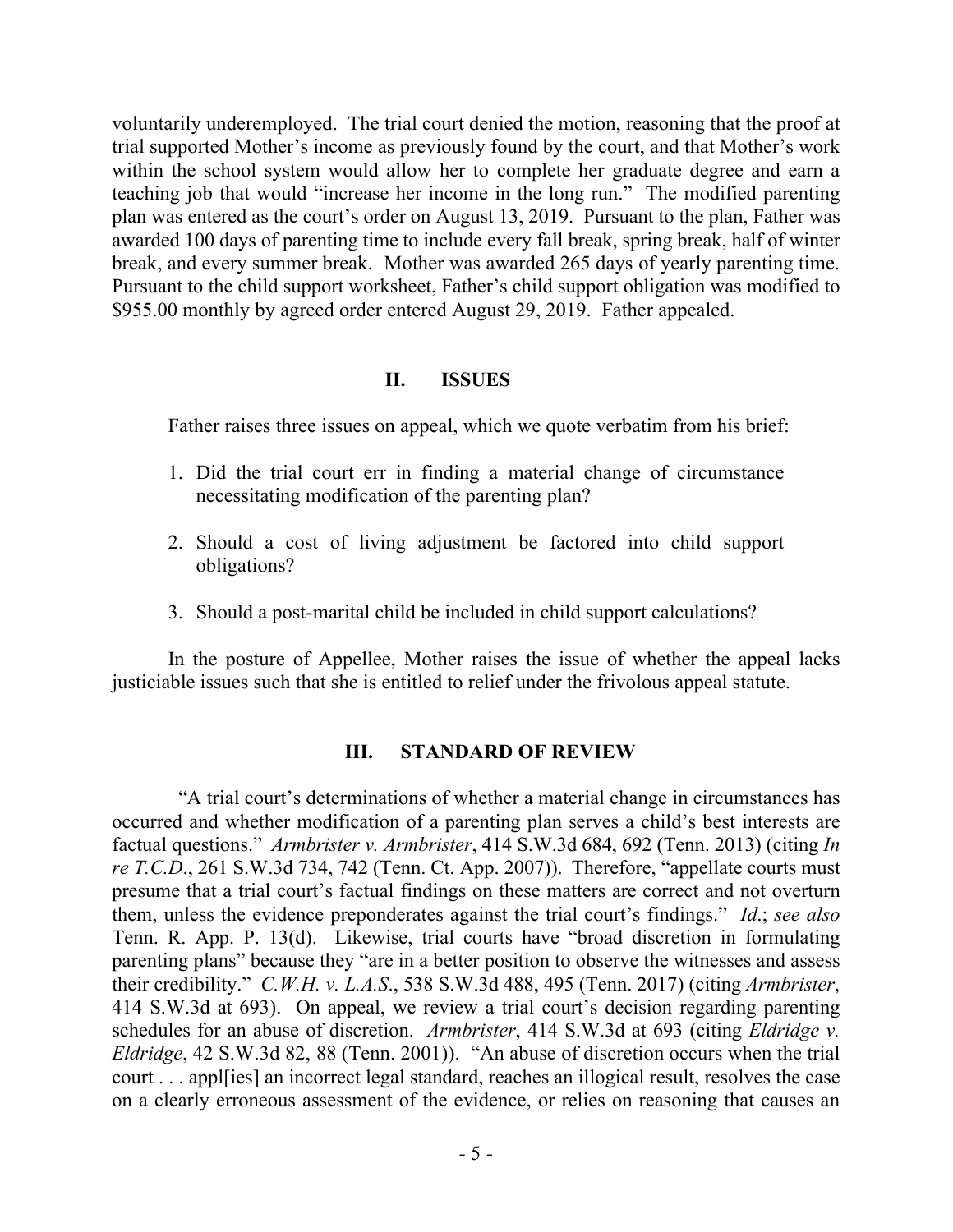voluntarily underemployed. The trial court denied the motion, reasoning that the proof at trial supported Mother's income as previously found by the court, and that Mother's work within the school system would allow her to complete her graduate degree and earn a teaching job that would "increase her income in the long run." The modified parenting plan was entered as the court's order on August 13, 2019. Pursuant to the plan, Father was awarded 100 days of parenting time to include every fall break, spring break, half of winter break, and every summer break. Mother was awarded 265 days of yearly parenting time. Pursuant to the child support worksheet, Father's child support obligation was modified to $955.00 monthly by agreed order entered August 29, 2019. Father appealed.

## II. ISSUES

Father raises three issues on appeal, which we quote verbatim from his brief:

1. Did the trial court err in finding a material change of circumstance necessitating modification of the parenting plan?

2. Should a cost of living adjustment be factored into child support obligations?

3. Should a post-marital child be included in child support calculations?

In the posture of Appellee, Mother raises the issue of whether the appeal lacks justiciable issues such that she is entitled to relief under the frivolous appeal statute.

## III. STANDARD OF REVIEW

"A trial court's determinations of whether a material change in circumstances has occurred and whether modification of a parenting plan serves a child's best interests are factual questions." *Armbrister v. Armbrister*, 414 S.W.3d 684, 692 (Tenn. 2013) (citing *In re T.C.D*., 261 S.W.3d 734, 742 (Tenn. Ct. App. 2007)). Therefore, "appellate courts must presume that a trial court's factual findings on these matters are correct and not overturn them, unless the evidence preponderates against the trial court's findings." *Id*.; *see also* Tenn. R. App. P. 13(d). Likewise, trial courts have "broad discretion in formulating parenting plans" because they "are in a better position to observe the witnesses and assess their credibility." *C.W.H. v. L.A.S*., 538 S.W.3d 488, 495 (Tenn. 2017) (citing *Armbrister*, 414 S.W.3d at 693). On appeal, we review a trial court's decision regarding parenting schedules for an abuse of discretion. *Armbrister*, 414 S.W.3d at 693 (citing *Eldridge v. Eldridge*, 42 S.W.3d 82, 88 (Tenn. 2001)). "An abuse of discretion occurs when the trial court . . . appl[ies] an incorrect legal standard, reaches an illogical result, resolves the case on a clearly erroneous assessment of the evidence, or relies on reasoning that causes an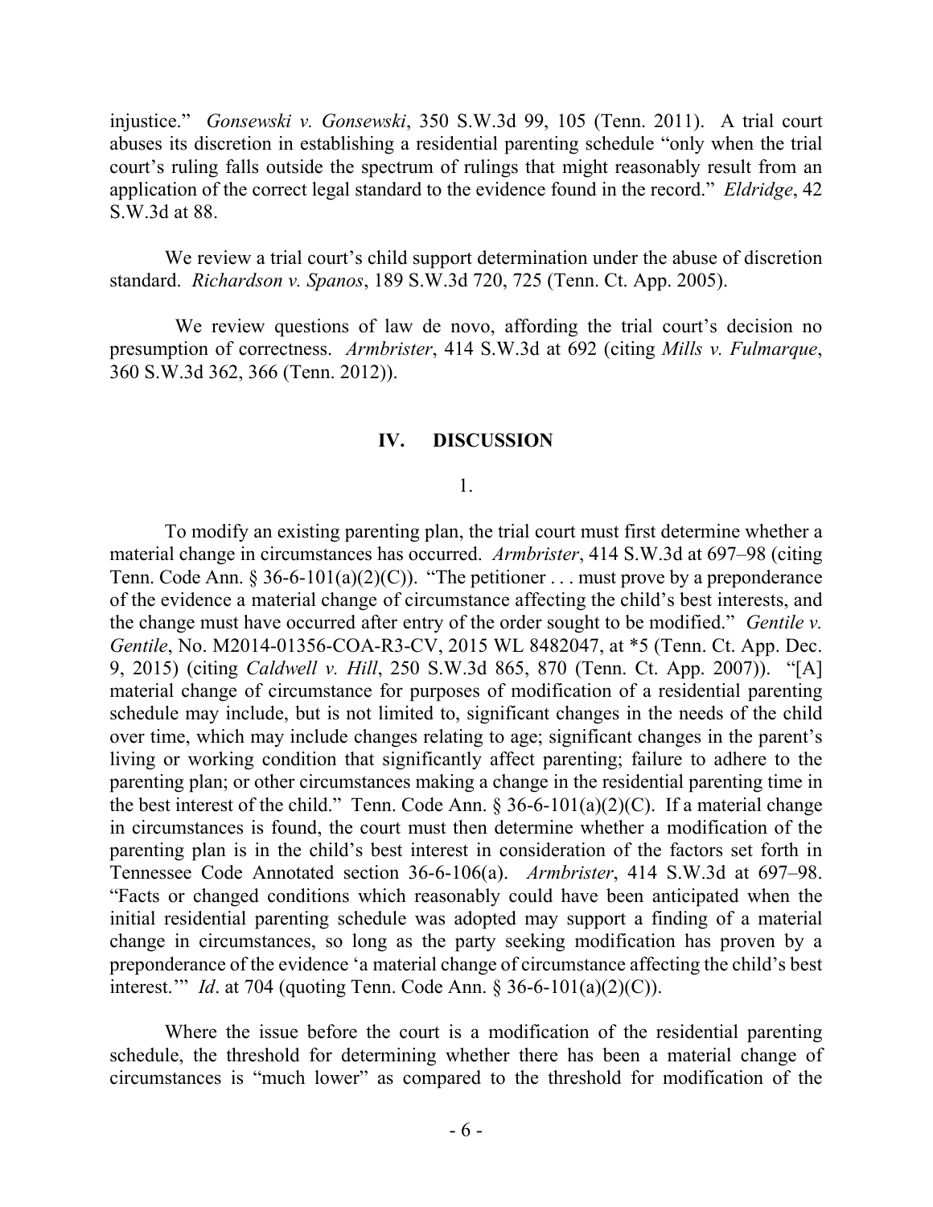injustice." *Gonsewski v. Gonsewski*, 350 S.W.3d 99, 105 (Tenn. 2011). A trial court abuses its discretion in establishing a residential parenting schedule "only when the trial court's ruling falls outside the spectrum of rulings that might reasonably result from an application of the correct legal standard to the evidence found in the record." *Eldridge*, 42 S.W.3d at 88.

We review a trial court's child support determination under the abuse of discretion standard. *Richardson v. Spanos*, 189 S.W.3d 720, 725 (Tenn. Ct. App. 2005).

We review questions of law de novo, affording the trial court's decision no presumption of correctness. *Armbrister*, 414 S.W.3d at 692 (citing *Mills v. Fulmarque*, 360 S.W.3d 362, 366 (Tenn. 2012)).

## IV. DISCUSSION

1.

To modify an existing parenting plan, the trial court must first determine whether a material change in circumstances has occurred. *Armbrister*, 414 S.W.3d at 697–98 (citing Tenn. Code Ann. § 36-6-101(a)(2)(C)). "The petitioner . . . must prove by a preponderance of the evidence a material change of circumstance affecting the child's best interests, and the change must have occurred after entry of the order sought to be modified." *Gentile v. Gentile*, No. M2014-01356-COA-R3-CV, 2015 WL 8482047, at *5 (Tenn. Ct. App. Dec. 9, 2015) (citing *Caldwell v. Hill*, 250 S.W.3d 865, 870 (Tenn. Ct. App. 2007)). "[A] material change of circumstance for purposes of modification of a residential parenting schedule may include, but is not limited to, significant changes in the needs of the child over time, which may include changes relating to age; significant changes in the parent's living or working condition that significantly affect parenting; failure to adhere to the parenting plan; or other circumstances making a change in the residential parenting time in the best interest of the child." Tenn. Code Ann. § 36-6-101(a)(2)(C). If a material change in circumstances is found, the court must then determine whether a modification of the parenting plan is in the child's best interest in consideration of the factors set forth in Tennessee Code Annotated section 36-6-106(a). *Armbrister*, 414 S.W.3d at 697–98. "Facts or changed conditions which reasonably could have been anticipated when the initial residential parenting schedule was adopted may support a finding of a material change in circumstances, so long as the party seeking modification has proven by a preponderance of the evidence 'a material change of circumstance affecting the child's best interest.'" *Id*. at 704 (quoting Tenn. Code Ann. § 36-6-101(a)(2)(C)).

Where the issue before the court is a modification of the residential parenting schedule, the threshold for determining whether there has been a material change of circumstances is "much lower" as compared to the threshold for modification of the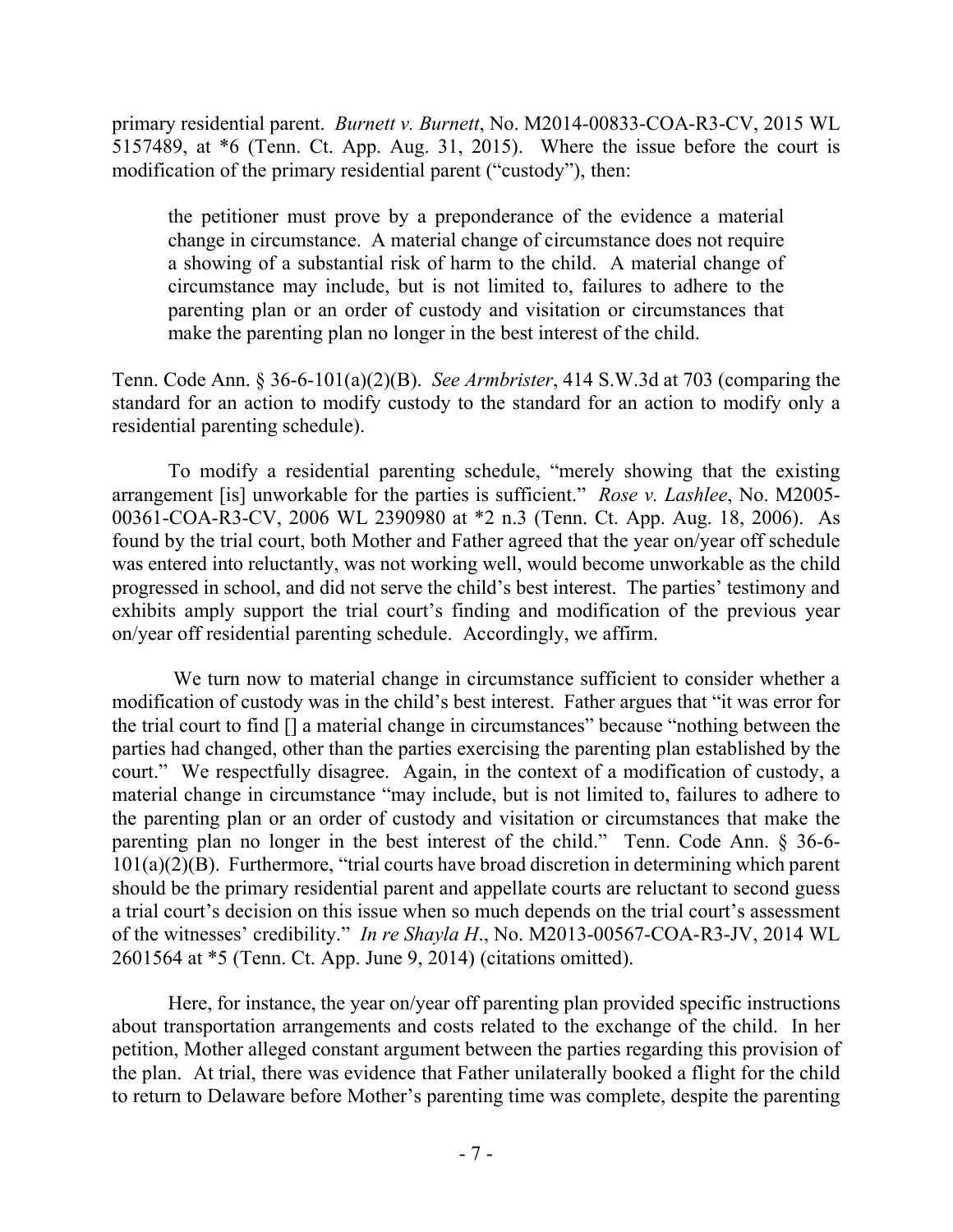primary residential parent. *Burnett v. Burnett*, No. M2014-00833-COA-R3-CV, 2015 WL 5157489, at *6 (Tenn. Ct. App. Aug. 31, 2015). Where the issue before the court is modification of the primary residential parent ("custody"), then:

> the petitioner must prove by a preponderance of the evidence a material change in circumstance. A material change of circumstance does not require a showing of a substantial risk of harm to the child. A material change of circumstance may include, but is not limited to, failures to adhere to the parenting plan or an order of custody and visitation or circumstances that make the parenting plan no longer in the best interest of the child.

Tenn. Code Ann. § 36-6-101(a)(2)(B). *See Armbrister*, 414 S.W.3d at 703 (comparing the standard for an action to modify custody to the standard for an action to modify only a residential parenting schedule).

To modify a residential parenting schedule, "merely showing that the existing arrangement [is] unworkable for the parties is sufficient." *Rose v. Lashlee*, No. M2005-00361-COA-R3-CV, 2006 WL 2390980 at *2 n.3 (Tenn. Ct. App. Aug. 18, 2006). As found by the trial court, both Mother and Father agreed that the year on/year off schedule was entered into reluctantly, was not working well, would become unworkable as the child progressed in school, and did not serve the child's best interest. The parties' testimony and exhibits amply support the trial court's finding and modification of the previous year on/year off residential parenting schedule. Accordingly, we affirm.

We turn now to material change in circumstance sufficient to consider whether a modification of custody was in the child's best interest. Father argues that "it was error for the trial court to find [] a material change in circumstances" because "nothing between the parties had changed, other than the parties exercising the parenting plan established by the court." We respectfully disagree. Again, in the context of a modification of custody, a material change in circumstance "may include, but is not limited to, failures to adhere to the parenting plan or an order of custody and visitation or circumstances that make the parenting plan no longer in the best interest of the child." Tenn. Code Ann. § 36-6-101(a)(2)(B). Furthermore, "trial courts have broad discretion in determining which parent should be the primary residential parent and appellate courts are reluctant to second guess a trial court's decision on this issue when so much depends on the trial court's assessment of the witnesses' credibility." *In re Shayla H*., No. M2013-00567-COA-R3-JV, 2014 WL 2601564 at *5 (Tenn. Ct. App. June 9, 2014) (citations omitted).

Here, for instance, the year on/year off parenting plan provided specific instructions about transportation arrangements and costs related to the exchange of the child. In her petition, Mother alleged constant argument between the parties regarding this provision of the plan. At trial, there was evidence that Father unilaterally booked a flight for the child to return to Delaware before Mother's parenting time was complete, despite the parenting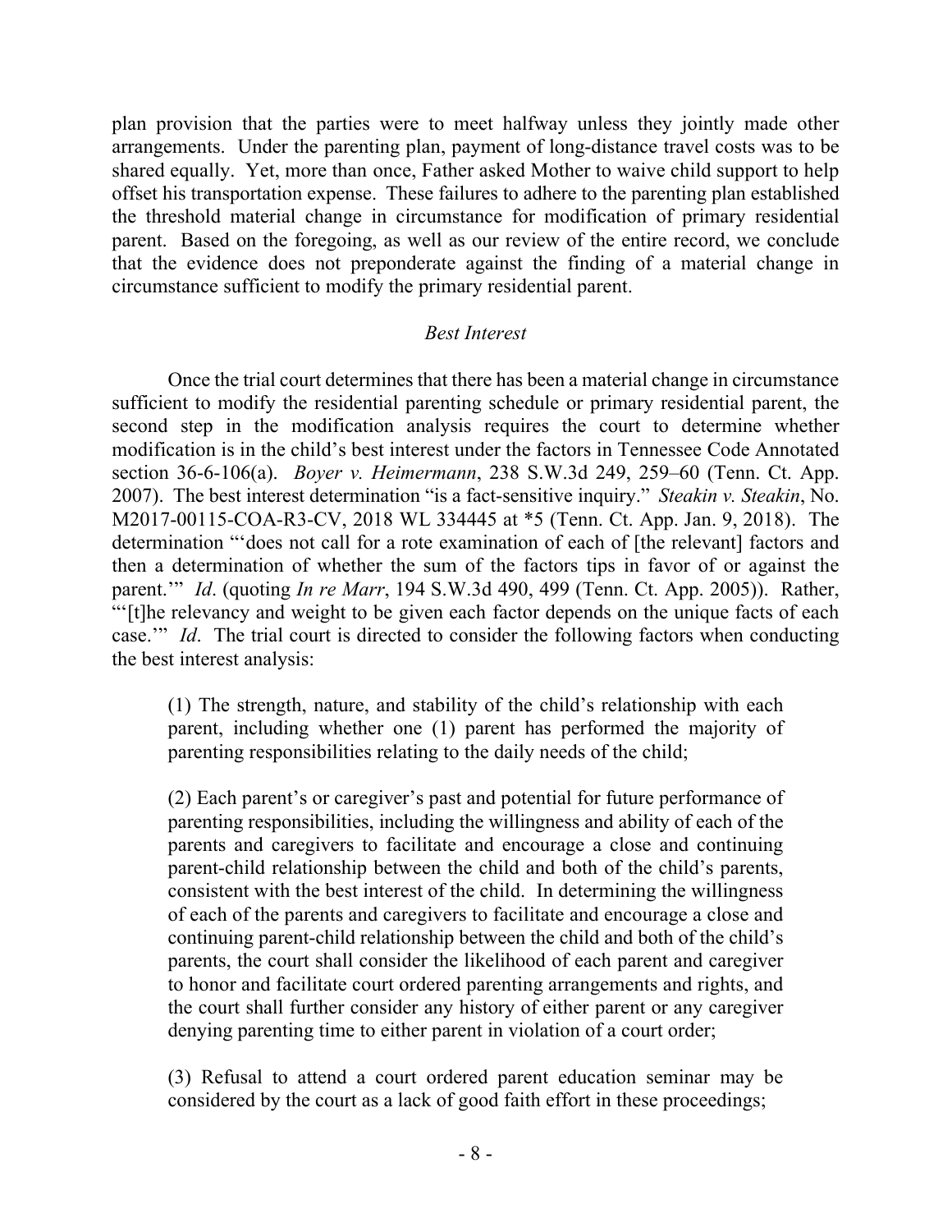plan provision that the parties were to meet halfway unless they jointly made other arrangements. Under the parenting plan, payment of long-distance travel costs was to be shared equally. Yet, more than once, Father asked Mother to waive child support to help offset his transportation expense. These failures to adhere to the parenting plan established the threshold material change in circumstance for modification of primary residential parent. Based on the foregoing, as well as our review of the entire record, we conclude that the evidence does not preponderate against the finding of a material change in circumstance sufficient to modify the primary residential parent.

*Best Interest*

Once the trial court determines that there has been a material change in circumstance sufficient to modify the residential parenting schedule or primary residential parent, the second step in the modification analysis requires the court to determine whether modification is in the child's best interest under the factors in Tennessee Code Annotated section 36-6-106(a). *Boyer v. Heimermann*, 238 S.W.3d 249, 259–60 (Tenn. Ct. App. 2007). The best interest determination "is a fact-sensitive inquiry." *Steakin v. Steakin*, No. M2017-00115-COA-R3-CV, 2018 WL 334445 at *5 (Tenn. Ct. App. Jan. 9, 2018). The determination "'does not call for a rote examination of each of [the relevant] factors and then a determination of whether the sum of the factors tips in favor of or against the parent.'" *Id*. (quoting *In re Marr*, 194 S.W.3d 490, 499 (Tenn. Ct. App. 2005)). Rather, "'[t]he relevancy and weight to be given each factor depends on the unique facts of each case.'" *Id*. The trial court is directed to consider the following factors when conducting the best interest analysis:

> (1) The strength, nature, and stability of the child's relationship with each parent, including whether one (1) parent has performed the majority of parenting responsibilities relating to the daily needs of the child;
>
> (2) Each parent's or caregiver's past and potential for future performance of parenting responsibilities, including the willingness and ability of each of the parents and caregivers to facilitate and encourage a close and continuing parent-child relationship between the child and both of the child's parents, consistent with the best interest of the child. In determining the willingness of each of the parents and caregivers to facilitate and encourage a close and continuing parent-child relationship between the child and both of the child's parents, the court shall consider the likelihood of each parent and caregiver to honor and facilitate court ordered parenting arrangements and rights, and the court shall further consider any history of either parent or any caregiver denying parenting time to either parent in violation of a court order;
>
> (3) Refusal to attend a court ordered parent education seminar may be considered by the court as a lack of good faith effort in these proceedings;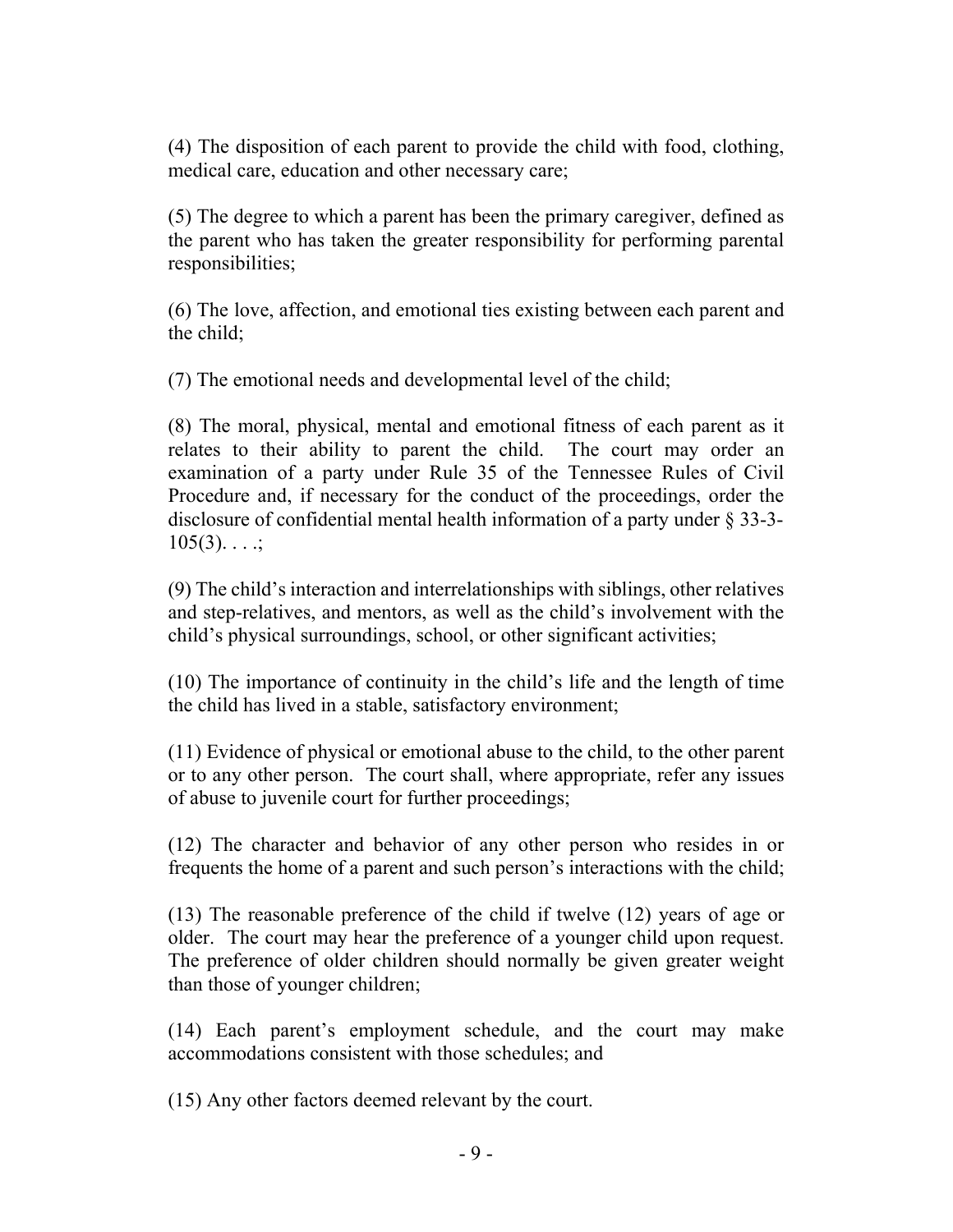(4) The disposition of each parent to provide the child with food, clothing, medical care, education and other necessary care;

(5) The degree to which a parent has been the primary caregiver, defined as the parent who has taken the greater responsibility for performing parental responsibilities;

(6) The love, affection, and emotional ties existing between each parent and the child;

(7) The emotional needs and developmental level of the child;

(8) The moral, physical, mental and emotional fitness of each parent as it relates to their ability to parent the child. The court may order an examination of a party under Rule 35 of the Tennessee Rules of Civil Procedure and, if necessary for the conduct of the proceedings, order the disclosure of confidential mental health information of a party under § 33-3-105(3). . . .;

(9) The child's interaction and interrelationships with siblings, other relatives and step-relatives, and mentors, as well as the child's involvement with the child's physical surroundings, school, or other significant activities;

(10) The importance of continuity in the child's life and the length of time the child has lived in a stable, satisfactory environment;

(11) Evidence of physical or emotional abuse to the child, to the other parent or to any other person. The court shall, where appropriate, refer any issues of abuse to juvenile court for further proceedings;

(12) The character and behavior of any other person who resides in or frequents the home of a parent and such person's interactions with the child;

(13) The reasonable preference of the child if twelve (12) years of age or older. The court may hear the preference of a younger child upon request. The preference of older children should normally be given greater weight than those of younger children;

(14) Each parent's employment schedule, and the court may make accommodations consistent with those schedules; and

(15) Any other factors deemed relevant by the court.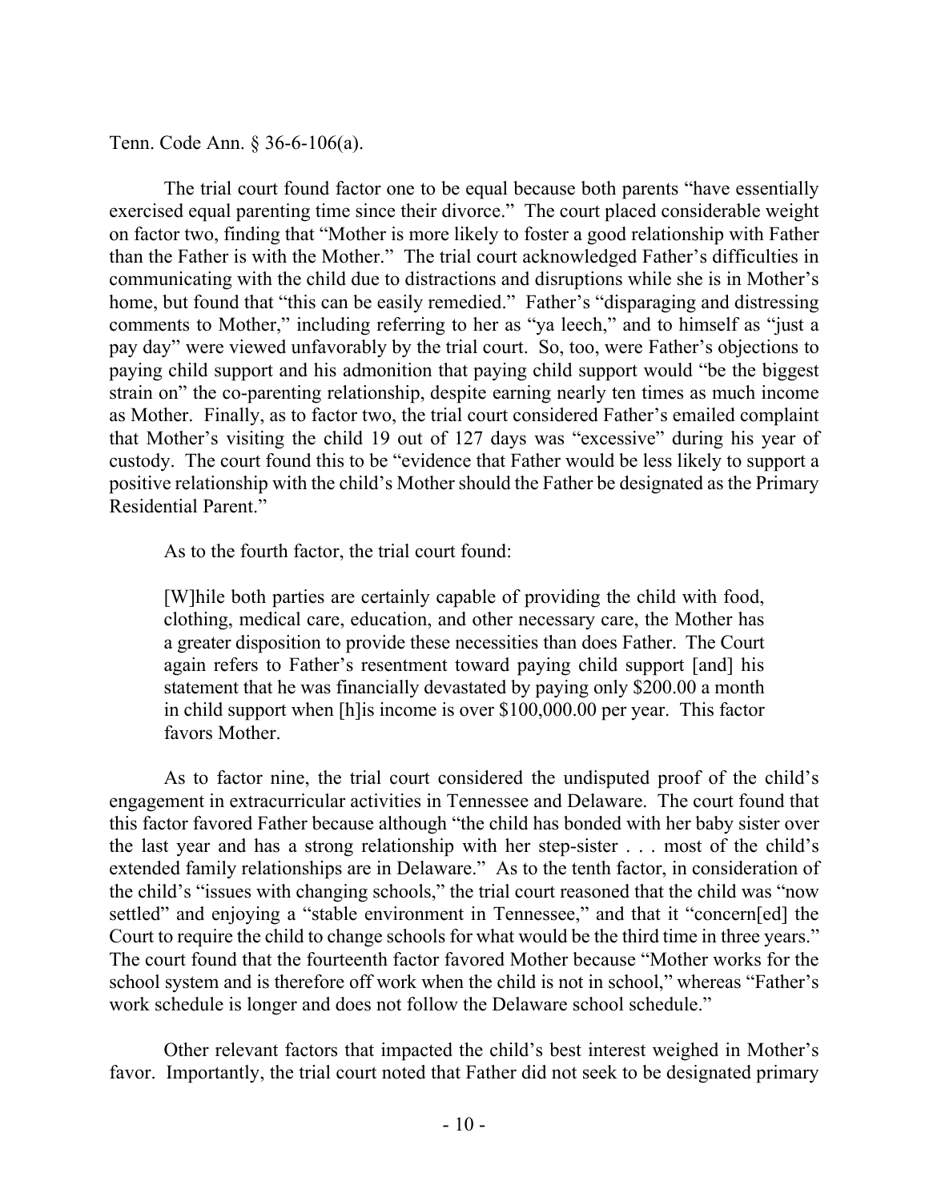Tenn. Code Ann. § 36-6-106(a).

The trial court found factor one to be equal because both parents "have essentially exercised equal parenting time since their divorce." The court placed considerable weight on factor two, finding that "Mother is more likely to foster a good relationship with Father than the Father is with the Mother." The trial court acknowledged Father's difficulties in communicating with the child due to distractions and disruptions while she is in Mother's home, but found that "this can be easily remedied." Father's "disparaging and distressing comments to Mother," including referring to her as "ya leech," and to himself as "just a pay day" were viewed unfavorably by the trial court. So, too, were Father's objections to paying child support and his admonition that paying child support would "be the biggest strain on" the co-parenting relationship, despite earning nearly ten times as much income as Mother. Finally, as to factor two, the trial court considered Father's emailed complaint that Mother's visiting the child 19 out of 127 days was "excessive" during his year of custody. The court found this to be "evidence that Father would be less likely to support a positive relationship with the child's Mother should the Father be designated as the Primary Residential Parent."

As to the fourth factor, the trial court found:

> [W]hile both parties are certainly capable of providing the child with food, clothing, medical care, education, and other necessary care, the Mother has a greater disposition to provide these necessities than does Father. The Court again refers to Father's resentment toward paying child support [and] his statement that he was financially devastated by paying only $200.00 a month in child support when [h]is income is over $100,000.00 per year. This factor favors Mother.

As to factor nine, the trial court considered the undisputed proof of the child's engagement in extracurricular activities in Tennessee and Delaware. The court found that this factor favored Father because although "the child has bonded with her baby sister over the last year and has a strong relationship with her step-sister . . . most of the child's extended family relationships are in Delaware." As to the tenth factor, in consideration of the child's "issues with changing schools," the trial court reasoned that the child was "now settled" and enjoying a "stable environment in Tennessee," and that it "concern[ed] the Court to require the child to change schools for what would be the third time in three years." The court found that the fourteenth factor favored Mother because "Mother works for the school system and is therefore off work when the child is not in school," whereas "Father's work schedule is longer and does not follow the Delaware school schedule."

Other relevant factors that impacted the child's best interest weighed in Mother's favor. Importantly, the trial court noted that Father did not seek to be designated primary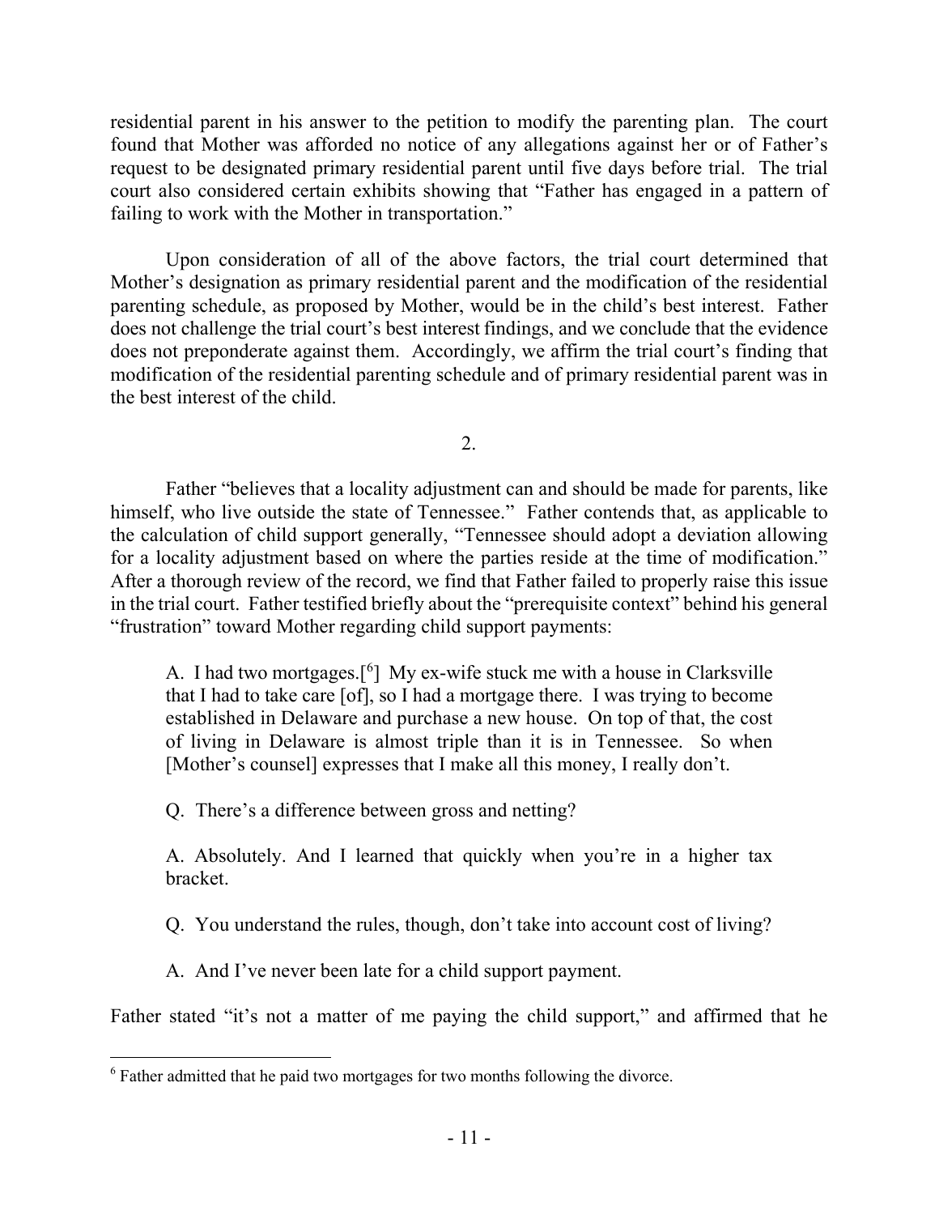residential parent in his answer to the petition to modify the parenting plan. The court found that Mother was afforded no notice of any allegations against her or of Father's request to be designated primary residential parent until five days before trial. The trial court also considered certain exhibits showing that "Father has engaged in a pattern of failing to work with the Mother in transportation."

Upon consideration of all of the above factors, the trial court determined that Mother's designation as primary residential parent and the modification of the residential parenting schedule, as proposed by Mother, would be in the child's best interest. Father does not challenge the trial court's best interest findings, and we conclude that the evidence does not preponderate against them. Accordingly, we affirm the trial court's finding that modification of the residential parenting schedule and of primary residential parent was in the best interest of the child.

2.

Father "believes that a locality adjustment can and should be made for parents, like himself, who live outside the state of Tennessee." Father contends that, as applicable to the calculation of child support generally, "Tennessee should adopt a deviation allowing for a locality adjustment based on where the parties reside at the time of modification." After a thorough review of the record, we find that Father failed to properly raise this issue in the trial court. Father testified briefly about the "prerequisite context" behind his general "frustration" toward Mother regarding child support payments:

> A. I had two mortgages.[6] My ex-wife stuck me with a house in Clarksville that I had to take care [of], so I had a mortgage there. I was trying to become established in Delaware and purchase a new house. On top of that, the cost of living in Delaware is almost triple than it is in Tennessee. So when [Mother's counsel] expresses that I make all this money, I really don't.
>
> Q. There's a difference between gross and netting?
>
> A. Absolutely. And I learned that quickly when you're in a higher tax bracket.
>
> Q. You understand the rules, though, don't take into account cost of living?
>
> A. And I've never been late for a child support payment.

Father stated "it's not a matter of me paying the child support," and affirmed that he

[6] Father admitted that he paid two mortgages for two months following the divorce.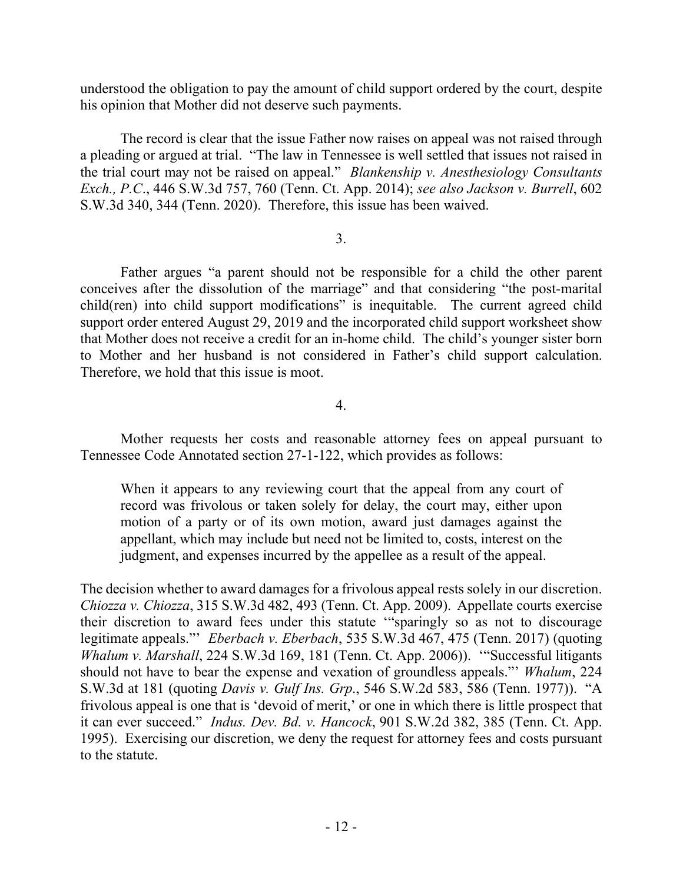understood the obligation to pay the amount of child support ordered by the court, despite his opinion that Mother did not deserve such payments.

The record is clear that the issue Father now raises on appeal was not raised through a pleading or argued at trial. "The law in Tennessee is well settled that issues not raised in the trial court may not be raised on appeal." *Blankenship v. Anesthesiology Consultants Exch., P.C.*, 446 S.W.3d 757, 760 (Tenn. Ct. App. 2014); *see also Jackson v. Burrell*, 602 S.W.3d 340, 344 (Tenn. 2020). Therefore, this issue has been waived.

3.

Father argues "a parent should not be responsible for a child the other parent conceives after the dissolution of the marriage" and that considering "the post-marital child(ren) into child support modifications" is inequitable. The current agreed child support order entered August 29, 2019 and the incorporated child support worksheet show that Mother does not receive a credit for an in-home child. The child's younger sister born to Mother and her husband is not considered in Father's child support calculation. Therefore, we hold that this issue is moot.

4.

Mother requests her costs and reasonable attorney fees on appeal pursuant to Tennessee Code Annotated section 27-1-122, which provides as follows:

> When it appears to any reviewing court that the appeal from any court of record was frivolous or taken solely for delay, the court may, either upon motion of a party or of its own motion, award just damages against the appellant, which may include but need not be limited to, costs, interest on the judgment, and expenses incurred by the appellee as a result of the appeal.

The decision whether to award damages for a frivolous appeal rests solely in our discretion. *Chiozza v. Chiozza*, 315 S.W.3d 482, 493 (Tenn. Ct. App. 2009). Appellate courts exercise their discretion to award fees under this statute '"sparingly so as not to discourage legitimate appeals."' *Eberbach v. Eberbach*, 535 S.W.3d 467, 475 (Tenn. 2017) (quoting *Whalum v. Marshall*, 224 S.W.3d 169, 181 (Tenn. Ct. App. 2006)). '"Successful litigants should not have to bear the expense and vexation of groundless appeals."' *Whalum*, 224 S.W.3d at 181 (quoting *Davis v. Gulf Ins. Grp*., 546 S.W.2d 583, 586 (Tenn. 1977)). "A frivolous appeal is one that is 'devoid of merit,' or one in which there is little prospect that it can ever succeed." *Indus. Dev. Bd. v. Hancock*, 901 S.W.2d 382, 385 (Tenn. Ct. App. 1995). Exercising our discretion, we deny the request for attorney fees and costs pursuant to the statute.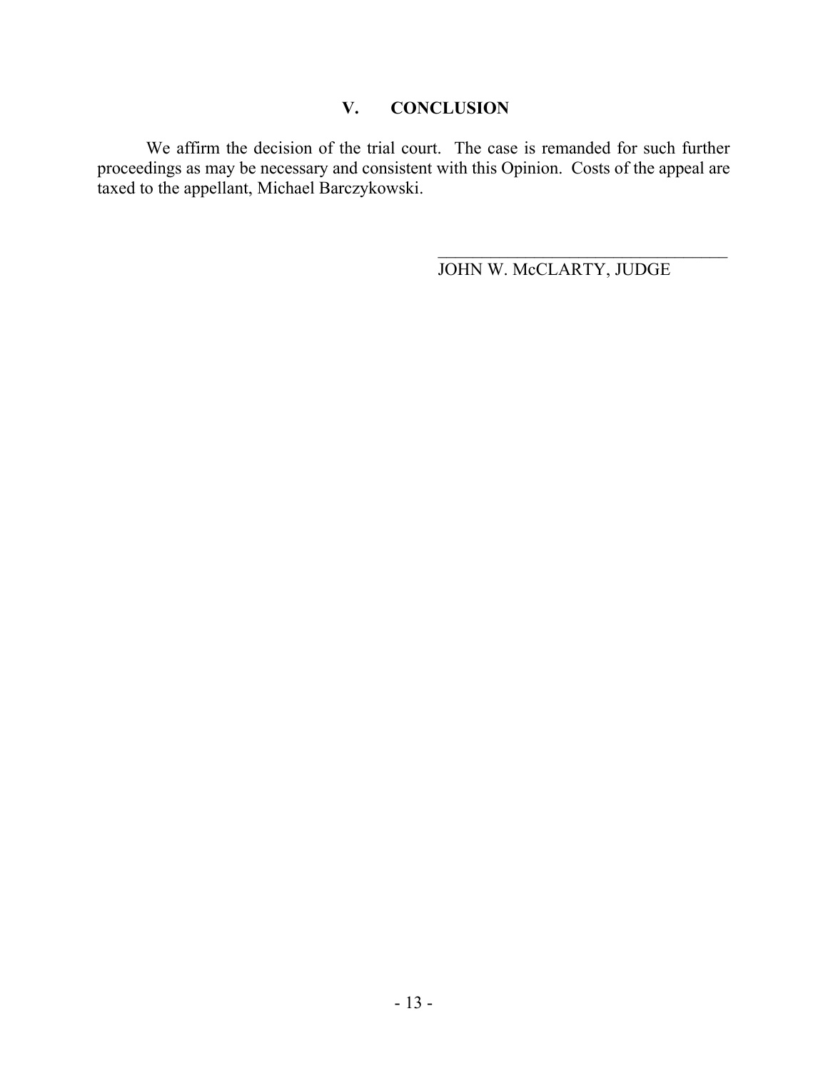## V. CONCLUSION

We affirm the decision of the trial court. The case is remanded for such further proceedings as may be necessary and consistent with this Opinion. Costs of the appeal are taxed to the appellant, Michael Barczykowski.

\_\_\_\_\_\_\_\_\_\_\_\_\_\_\_\_\_\_\_\_\_\_\_\_\_\_\_\_\_\_\_\_\_\_\_

JOHN W. McCLARTY, JUDGE